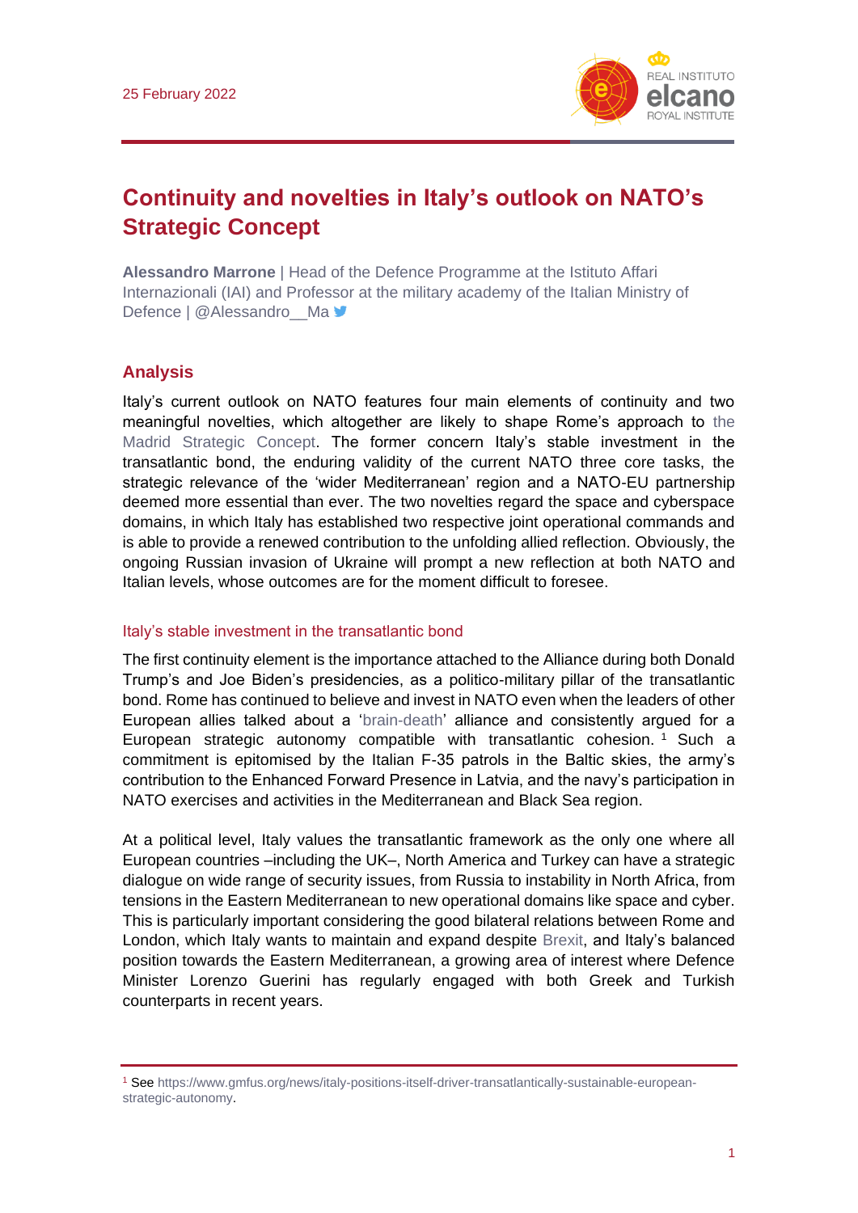25 February 2022

# Continuity and novelties in Italy's outlook on NATO's Strategic Concept

**Alessandro Marrone** | Head of the Defence Programme at the Istituto Affari Internazionali (IAI) and Professor at the military academy of the Italian Ministry of Defence | @Alessandro__Ma

## Analysis

Italy's current outlook on NATO features four main elements of continuity and two meaningful novelties, which altogether are likely to shape Rome's approach to the Madrid Strategic Concept. The former concern Italy's stable investment in the transatlantic bond, the enduring validity of the current NATO three core tasks, the strategic relevance of the 'wider Mediterranean' region and a NATO-EU partnership deemed more essential than ever. The two novelties regard the space and cyberspace domains, in which Italy has established two respective joint operational commands and is able to provide a renewed contribution to the unfolding allied reflection. Obviously, the ongoing Russian invasion of Ukraine will prompt a new reflection at both NATO and Italian levels, whose outcomes are for the moment difficult to foresee.

### Italy's stable investment in the transatlantic bond

The first continuity element is the importance attached to the Alliance during both Donald Trump's and Joe Biden's presidencies, as a politico-military pillar of the transatlantic bond. Rome has continued to believe and invest in NATO even when the leaders of other European allies talked about a 'brain-death' alliance and consistently argued for a European strategic autonomy compatible with transatlantic cohesion. [1] Such a commitment is epitomised by the Italian F-35 patrols in the Baltic skies, the army's contribution to the Enhanced Forward Presence in Latvia, and the navy's participation in NATO exercises and activities in the Mediterranean and Black Sea region.

At a political level, Italy values the transatlantic framework as the only one where all European countries –including the UK–, North America and Turkey can have a strategic dialogue on wide range of security issues, from Russia to instability in North Africa, from tensions in the Eastern Mediterranean to new operational domains like space and cyber. This is particularly important considering the good bilateral relations between Rome and London, which Italy wants to maintain and expand despite Brexit, and Italy's balanced position towards the Eastern Mediterranean, a growing area of interest where Defence Minister Lorenzo Guerini has regularly engaged with both Greek and Turkish counterparts in recent years.

[1] See https://www.gmfus.org/news/italy-positions-itself-driver-transatlantically-sustainable-european-strategic-autonomy.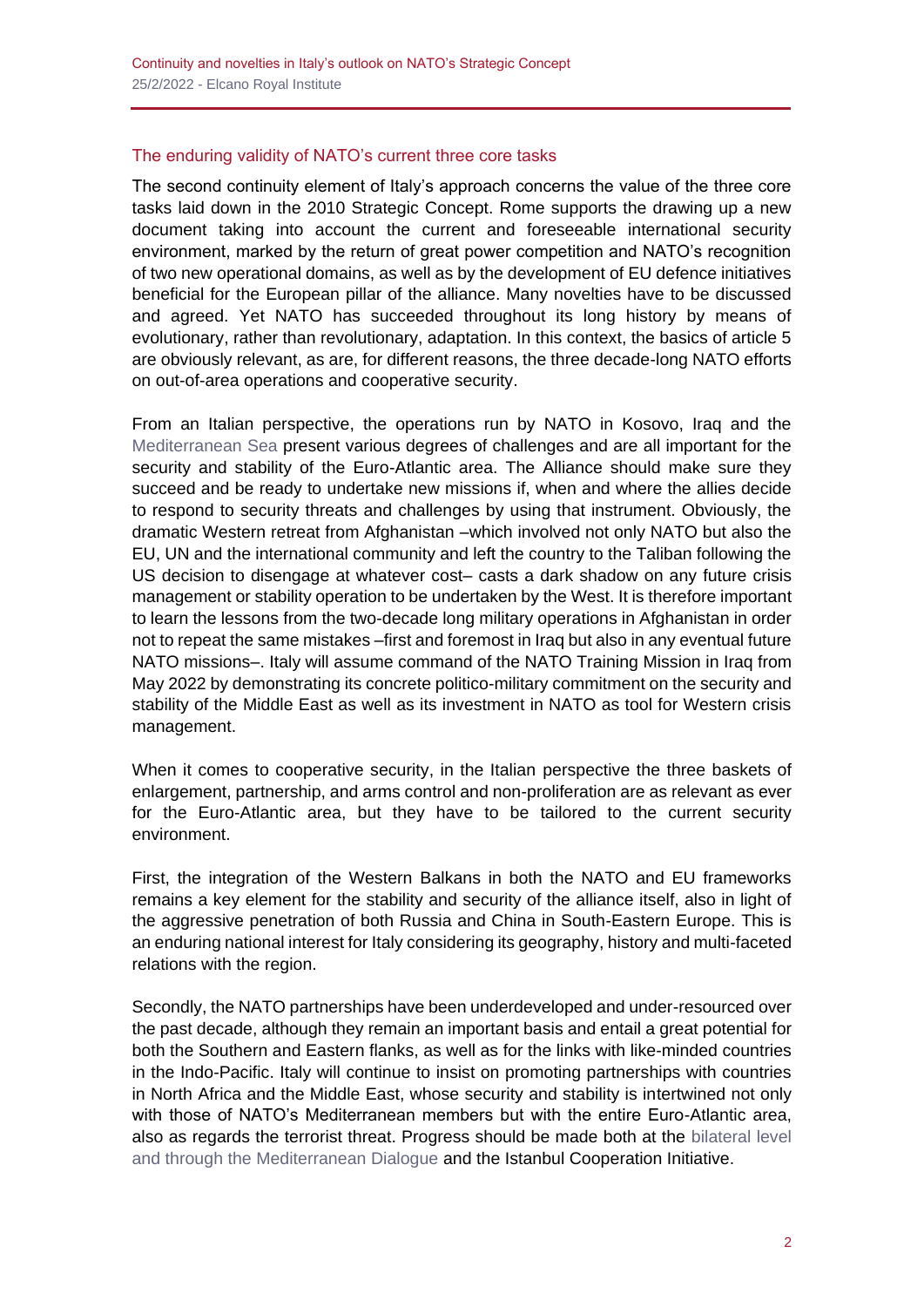## The enduring validity of NATO's current three core tasks

The second continuity element of Italy's approach concerns the value of the three core tasks laid down in the 2010 Strategic Concept. Rome supports the drawing up a new document taking into account the current and foreseeable international security environment, marked by the return of great power competition and NATO's recognition of two new operational domains, as well as by the development of EU defence initiatives beneficial for the European pillar of the alliance. Many novelties have to be discussed and agreed. Yet NATO has succeeded throughout its long history by means of evolutionary, rather than revolutionary, adaptation. In this context, the basics of article 5 are obviously relevant, as are, for different reasons, the three decade-long NATO efforts on out-of-area operations and cooperative security.

From an Italian perspective, the operations run by NATO in Kosovo, Iraq and the Mediterranean Sea present various degrees of challenges and are all important for the security and stability of the Euro-Atlantic area. The Alliance should make sure they succeed and be ready to undertake new missions if, when and where the allies decide to respond to security threats and challenges by using that instrument. Obviously, the dramatic Western retreat from Afghanistan –which involved not only NATO but also the EU, UN and the international community and left the country to the Taliban following the US decision to disengage at whatever cost– casts a dark shadow on any future crisis management or stability operation to be undertaken by the West. It is therefore important to learn the lessons from the two-decade long military operations in Afghanistan in order not to repeat the same mistakes –first and foremost in Iraq but also in any eventual future NATO missions–. Italy will assume command of the NATO Training Mission in Iraq from May 2022 by demonstrating its concrete politico-military commitment on the security and stability of the Middle East as well as its investment in NATO as tool for Western crisis management.

When it comes to cooperative security, in the Italian perspective the three baskets of enlargement, partnership, and arms control and non-proliferation are as relevant as ever for the Euro-Atlantic area, but they have to be tailored to the current security environment.

First, the integration of the Western Balkans in both the NATO and EU frameworks remains a key element for the stability and security of the alliance itself, also in light of the aggressive penetration of both Russia and China in South-Eastern Europe. This is an enduring national interest for Italy considering its geography, history and multi-faceted relations with the region.

Secondly, the NATO partnerships have been underdeveloped and under-resourced over the past decade, although they remain an important basis and entail a great potential for both the Southern and Eastern flanks, as well as for the links with like-minded countries in the Indo-Pacific. Italy will continue to insist on promoting partnerships with countries in North Africa and the Middle East, whose security and stability is intertwined not only with those of NATO's Mediterranean members but with the entire Euro-Atlantic area, also as regards the terrorist threat. Progress should be made both at the bilateral level and through the Mediterranean Dialogue and the Istanbul Cooperation Initiative.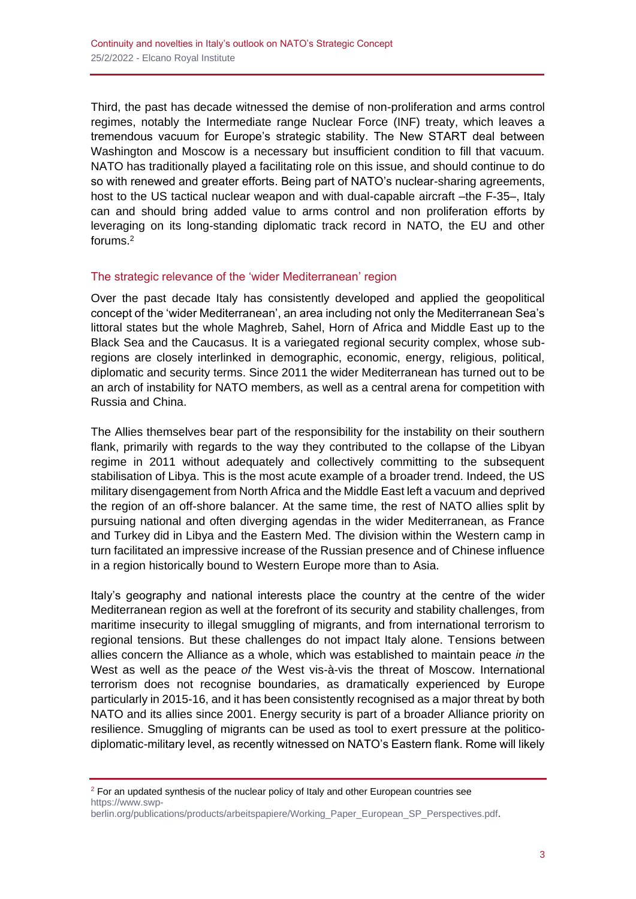Third, the past has decade witnessed the demise of non-proliferation and arms control regimes, notably the Intermediate range Nuclear Force (INF) treaty, which leaves a tremendous vacuum for Europe's strategic stability. The New START deal between Washington and Moscow is a necessary but insufficient condition to fill that vacuum. NATO has traditionally played a facilitating role on this issue, and should continue to do so with renewed and greater efforts. Being part of NATO's nuclear-sharing agreements, host to the US tactical nuclear weapon and with dual-capable aircraft –the F-35–, Italy can and should bring added value to arms control and non proliferation efforts by leveraging on its long-standing diplomatic track record in NATO, the EU and other forums.[2]

## The strategic relevance of the 'wider Mediterranean' region

Over the past decade Italy has consistently developed and applied the geopolitical concept of the 'wider Mediterranean', an area including not only the Mediterranean Sea's littoral states but the whole Maghreb, Sahel, Horn of Africa and Middle East up to the Black Sea and the Caucasus. It is a variegated regional security complex, whose sub-regions are closely interlinked in demographic, economic, energy, religious, political, diplomatic and security terms. Since 2011 the wider Mediterranean has turned out to be an arch of instability for NATO members, as well as a central arena for competition with Russia and China.

The Allies themselves bear part of the responsibility for the instability on their southern flank, primarily with regards to the way they contributed to the collapse of the Libyan regime in 2011 without adequately and collectively committing to the subsequent stabilisation of Libya. This is the most acute example of a broader trend. Indeed, the US military disengagement from North Africa and the Middle East left a vacuum and deprived the region of an off-shore balancer. At the same time, the rest of NATO allies split by pursuing national and often diverging agendas in the wider Mediterranean, as France and Turkey did in Libya and the Eastern Med. The division within the Western camp in turn facilitated an impressive increase of the Russian presence and of Chinese influence in a region historically bound to Western Europe more than to Asia.

Italy's geography and national interests place the country at the centre of the wider Mediterranean region as well at the forefront of its security and stability challenges, from maritime insecurity to illegal smuggling of migrants, and from international terrorism to regional tensions. But these challenges do not impact Italy alone. Tensions between allies concern the Alliance as a whole, which was established to maintain peace *in* the West as well as the peace *of* the West vis-à-vis the threat of Moscow. International terrorism does not recognise boundaries, as dramatically experienced by Europe particularly in 2015-16, and it has been consistently recognised as a major threat by both NATO and its allies since 2001. Energy security is part of a broader Alliance priority on resilience. Smuggling of migrants can be used as tool to exert pressure at the politico-diplomatic-military level, as recently witnessed on NATO's Eastern flank. Rome will likely

[2] For an updated synthesis of the nuclear policy of Italy and other European countries see https://www.swp-berlin.org/publications/products/arbeitspapiere/Working_Paper_European_SP_Perspectives.pdf.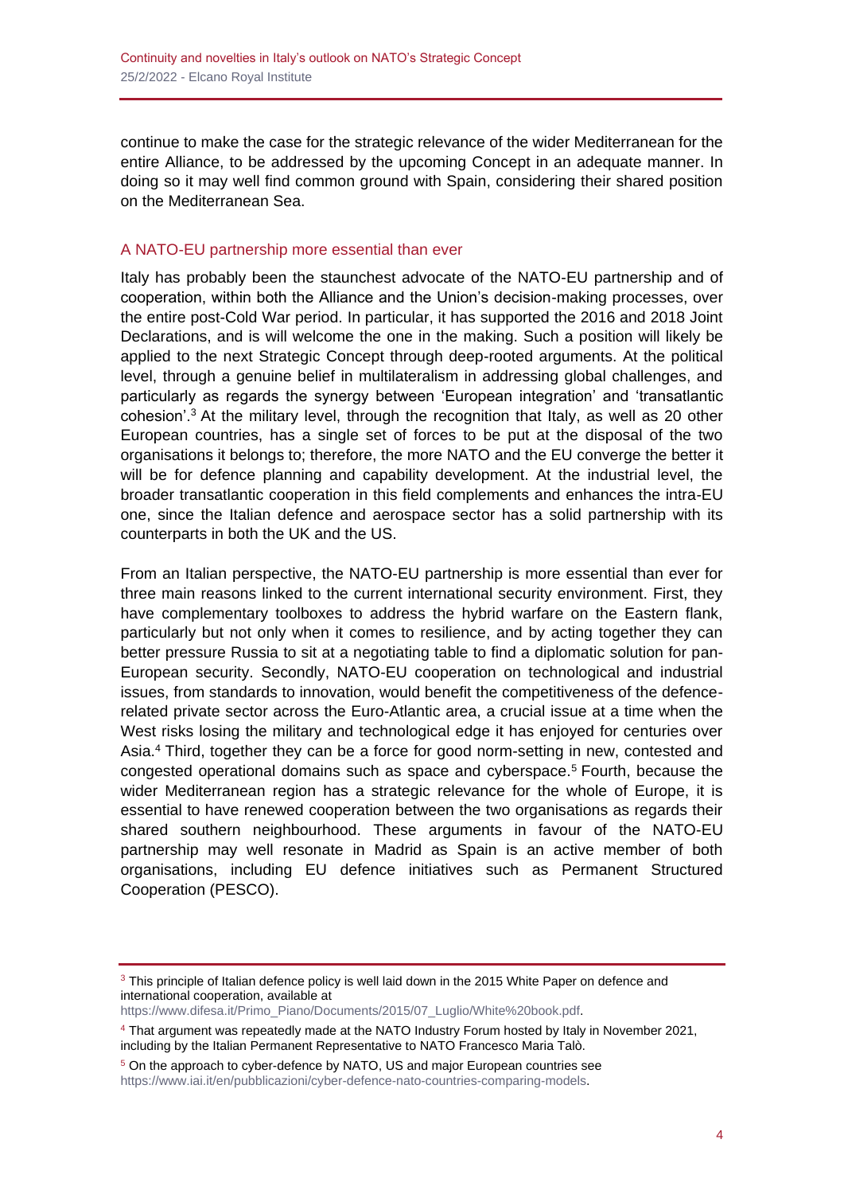continue to make the case for the strategic relevance of the wider Mediterranean for the entire Alliance, to be addressed by the upcoming Concept in an adequate manner. In doing so it may well find common ground with Spain, considering their shared position on the Mediterranean Sea.

## A NATO-EU partnership more essential than ever

Italy has probably been the staunchest advocate of the NATO-EU partnership and of cooperation, within both the Alliance and the Union's decision-making processes, over the entire post-Cold War period. In particular, it has supported the 2016 and 2018 Joint Declarations, and is will welcome the one in the making. Such a position will likely be applied to the next Strategic Concept through deep-rooted arguments. At the political level, through a genuine belief in multilateralism in addressing global challenges, and particularly as regards the synergy between 'European integration' and 'transatlantic cohesion'.[3] At the military level, through the recognition that Italy, as well as 20 other European countries, has a single set of forces to be put at the disposal of the two organisations it belongs to; therefore, the more NATO and the EU converge the better it will be for defence planning and capability development. At the industrial level, the broader transatlantic cooperation in this field complements and enhances the intra-EU one, since the Italian defence and aerospace sector has a solid partnership with its counterparts in both the UK and the US.

From an Italian perspective, the NATO-EU partnership is more essential than ever for three main reasons linked to the current international security environment. First, they have complementary toolboxes to address the hybrid warfare on the Eastern flank, particularly but not only when it comes to resilience, and by acting together they can better pressure Russia to sit at a negotiating table to find a diplomatic solution for pan-European security. Secondly, NATO-EU cooperation on technological and industrial issues, from standards to innovation, would benefit the competitiveness of the defence-related private sector across the Euro-Atlantic area, a crucial issue at a time when the West risks losing the military and technological edge it has enjoyed for centuries over Asia.[4] Third, together they can be a force for good norm-setting in new, contested and congested operational domains such as space and cyberspace.[5] Fourth, because the wider Mediterranean region has a strategic relevance for the whole of Europe, it is essential to have renewed cooperation between the two organisations as regards their shared southern neighbourhood. These arguments in favour of the NATO-EU partnership may well resonate in Madrid as Spain is an active member of both organisations, including EU defence initiatives such as Permanent Structured Cooperation (PESCO).

---

[3] This principle of Italian defence policy is well laid down in the 2015 White Paper on defence and international cooperation, available at https://www.difesa.it/Primo_Piano/Documents/2015/07_Luglio/White%20book.pdf.

[4] That argument was repeatedly made at the NATO Industry Forum hosted by Italy in November 2021, including by the Italian Permanent Representative to NATO Francesco Maria Talò.

[5] On the approach to cyber-defence by NATO, US and major European countries see https://www.iai.it/en/pubblicazioni/cyber-defence-nato-countries-comparing-models.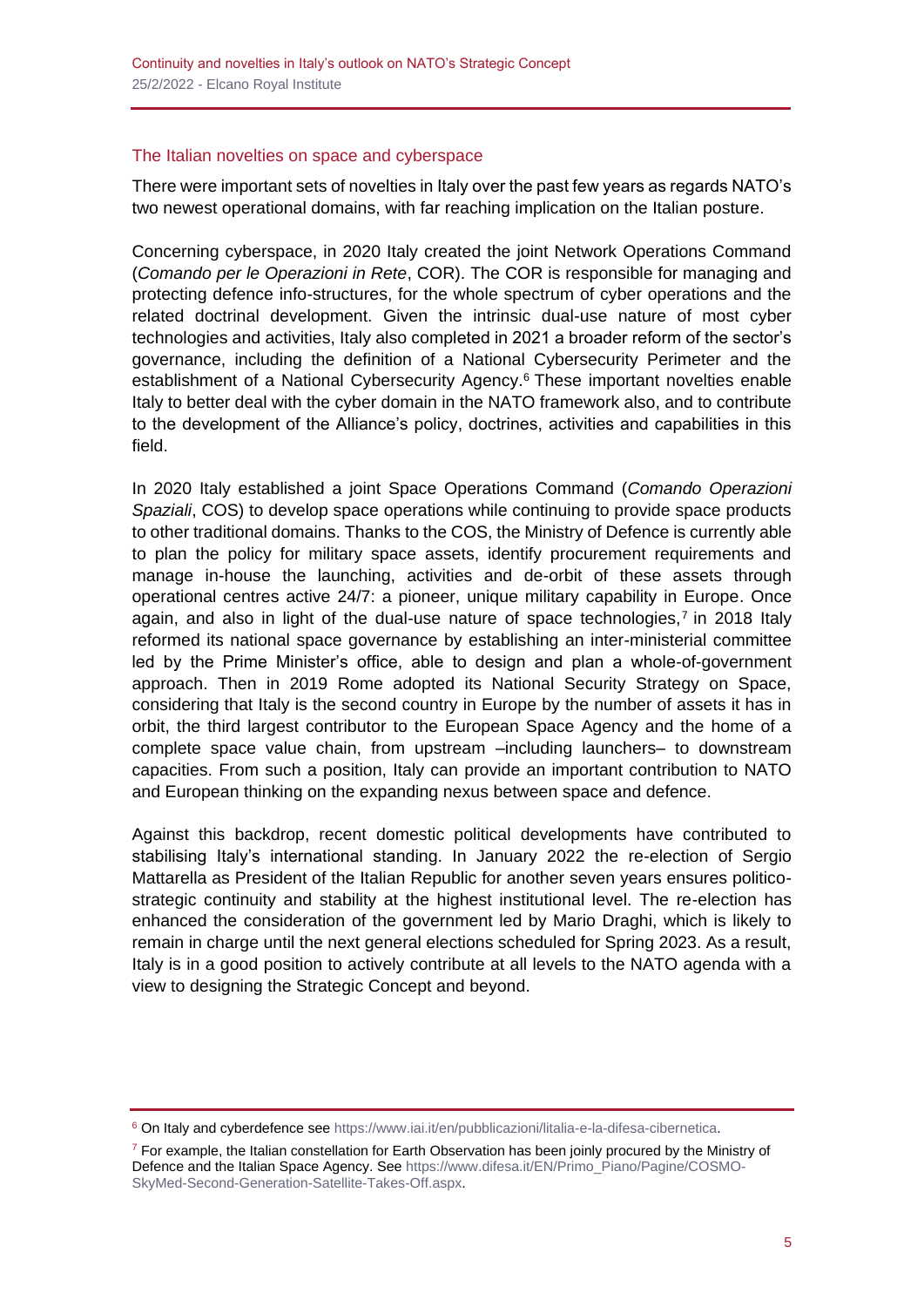## The Italian novelties on space and cyberspace

There were important sets of novelties in Italy over the past few years as regards NATO's two newest operational domains, with far reaching implication on the Italian posture.

Concerning cyberspace, in 2020 Italy created the joint Network Operations Command (*Comando per le Operazioni in Rete*, COR). The COR is responsible for managing and protecting defence info-structures, for the whole spectrum of cyber operations and the related doctrinal development. Given the intrinsic dual-use nature of most cyber technologies and activities, Italy also completed in 2021 a broader reform of the sector's governance, including the definition of a National Cybersecurity Perimeter and the establishment of a National Cybersecurity Agency.[6] These important novelties enable Italy to better deal with the cyber domain in the NATO framework also, and to contribute to the development of the Alliance's policy, doctrines, activities and capabilities in this field.

In 2020 Italy established a joint Space Operations Command (*Comando Operazioni Spaziali*, COS) to develop space operations while continuing to provide space products to other traditional domains. Thanks to the COS, the Ministry of Defence is currently able to plan the policy for military space assets, identify procurement requirements and manage in-house the launching, activities and de-orbit of these assets through operational centres active 24/7: a pioneer, unique military capability in Europe. Once again, and also in light of the dual-use nature of space technologies,[7] in 2018 Italy reformed its national space governance by establishing an inter-ministerial committee led by the Prime Minister's office, able to design and plan a whole-of-government approach. Then in 2019 Rome adopted its National Security Strategy on Space, considering that Italy is the second country in Europe by the number of assets it has in orbit, the third largest contributor to the European Space Agency and the home of a complete space value chain, from upstream –including launchers– to downstream capacities. From such a position, Italy can provide an important contribution to NATO and European thinking on the expanding nexus between space and defence.

Against this backdrop, recent domestic political developments have contributed to stabilising Italy's international standing. In January 2022 the re-election of Sergio Mattarella as President of the Italian Republic for another seven years ensures politico-strategic continuity and stability at the highest institutional level. The re-election has enhanced the consideration of the government led by Mario Draghi, which is likely to remain in charge until the next general elections scheduled for Spring 2023. As a result, Italy is in a good position to actively contribute at all levels to the NATO agenda with a view to designing the Strategic Concept and beyond.

---

[6] On Italy and cyberdefence see https://www.iai.it/en/pubblicazioni/litalia-e-la-difesa-cibernetica.

[7] For example, the Italian constellation for Earth Observation has been joinly procured by the Ministry of Defence and the Italian Space Agency. See https://www.difesa.it/EN/Primo_Piano/Pagine/COSMO-SkyMed-Second-Generation-Satellite-Takes-Off.aspx.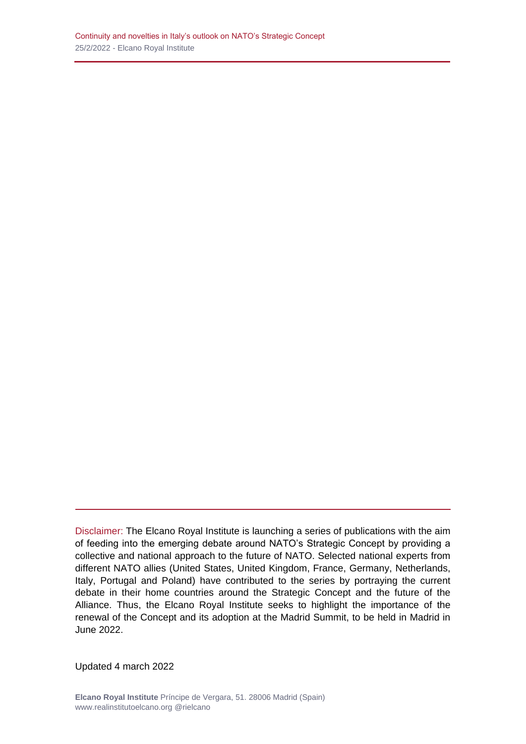Disclaimer: The Elcano Royal Institute is launching a series of publications with the aim of feeding into the emerging debate around NATO's Strategic Concept by providing a collective and national approach to the future of NATO. Selected national experts from different NATO allies (United States, United Kingdom, France, Germany, Netherlands, Italy, Portugal and Poland) have contributed to the series by portraying the current debate in their home countries around the Strategic Concept and the future of the Alliance. Thus, the Elcano Royal Institute seeks to highlight the importance of the renewal of the Concept and its adoption at the Madrid Summit, to be held in Madrid in June 2022.

Updated 4 march 2022